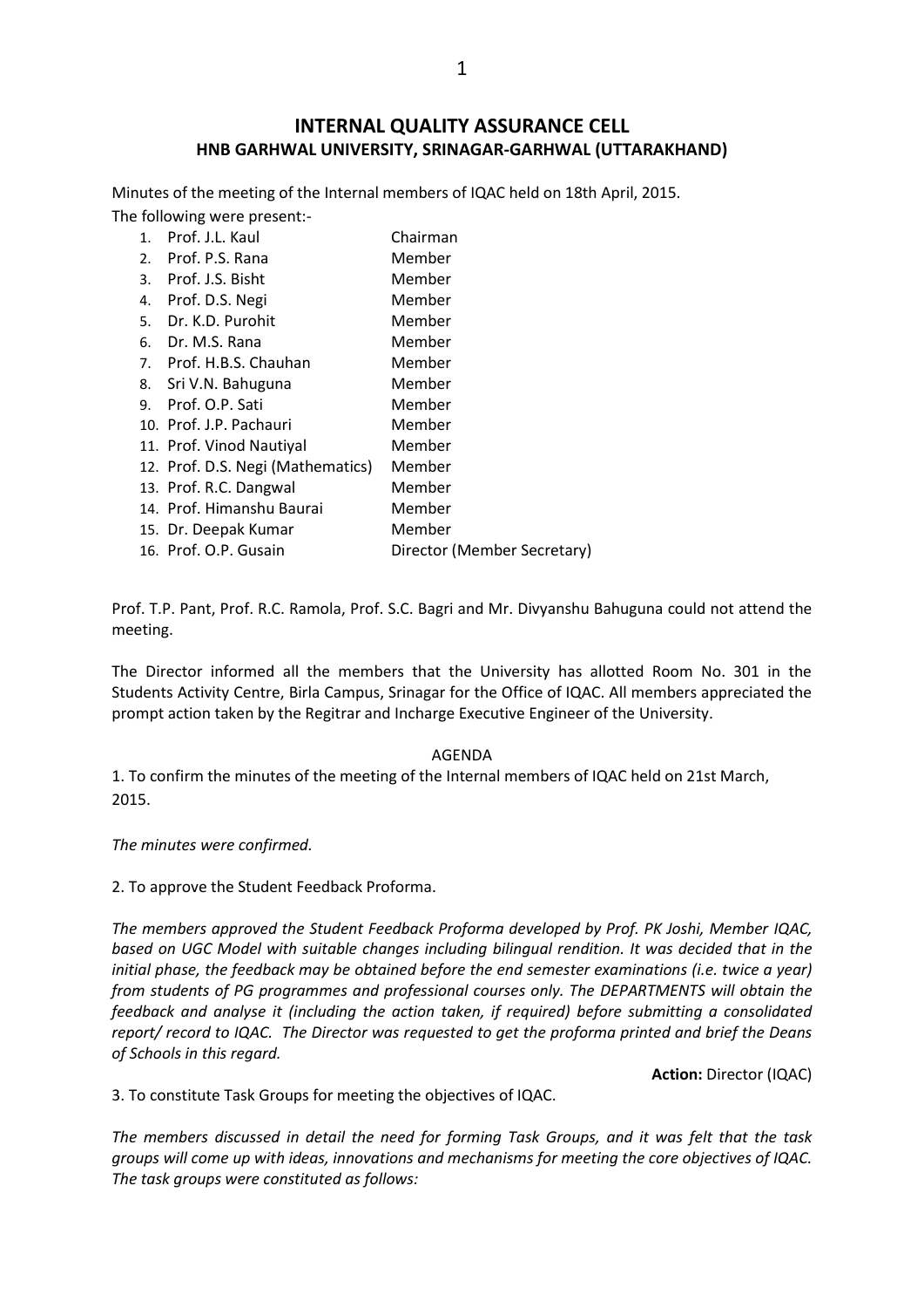# INTERNAL QUALITY ASSURANCE CELL
## HNB GARHWAL UNIVERSITY, SRINAGAR-GARHWAL (UTTARAKHAND)

Minutes of the meeting of the Internal members of IQAC held on 18th April, 2015.

The following were present:-

1. Prof. J.L. Kaul — Chairman
2. Prof. P.S. Rana — Member
3. Prof. J.S. Bisht — Member
4. Prof. D.S. Negi — Member
5. Dr. K.D. Purohit — Member
6. Dr. M.S. Rana — Member
7. Prof. H.B.S. Chauhan — Member
8. Sri V.N. Bahuguna — Member
9. Prof. O.P. Sati — Member
10. Prof. J.P. Pachauri — Member
11. Prof. Vinod Nautiyal — Member
12. Prof. D.S. Negi (Mathematics) — Member
13. Prof. R.C. Dangwal — Member
14. Prof. Himanshu Baurai — Member
15. Dr. Deepak Kumar — Member
16. Prof. O.P. Gusain — Director (Member Secretary)

Prof. T.P. Pant, Prof. R.C. Ramola, Prof. S.C. Bagri and Mr. Divyanshu Bahuguna could not attend the meeting.

The Director informed all the members that the University has allotted Room No. 301 in the Students Activity Centre, Birla Campus, Srinagar for the Office of IQAC. All members appreciated the prompt action taken by the Regitrar and Incharge Executive Engineer of the University.

AGENDA

1. To confirm the minutes of the meeting of the Internal members of IQAC held on 21st March, 2015.

*The minutes were confirmed.*

2. To approve the Student Feedback Proforma.

*The members approved the Student Feedback Proforma developed by Prof. PK Joshi, Member IQAC, based on UGC Model with suitable changes including bilingual rendition. It was decided that in the initial phase, the feedback may be obtained before the end semester examinations (i.e. twice a year) from students of PG programmes and professional courses only. The DEPARTMENTS will obtain the feedback and analyse it (including the action taken, if required) before submitting a consolidated report/ record to IQAC. The Director was requested to get the proforma printed and brief the Deans of Schools in this regard.*

**Action:** Director (IQAC)

3. To constitute Task Groups for meeting the objectives of IQAC.

*The members discussed in detail the need for forming Task Groups, and it was felt that the task groups will come up with ideas, innovations and mechanisms for meeting the core objectives of IQAC. The task groups were constituted as follows:*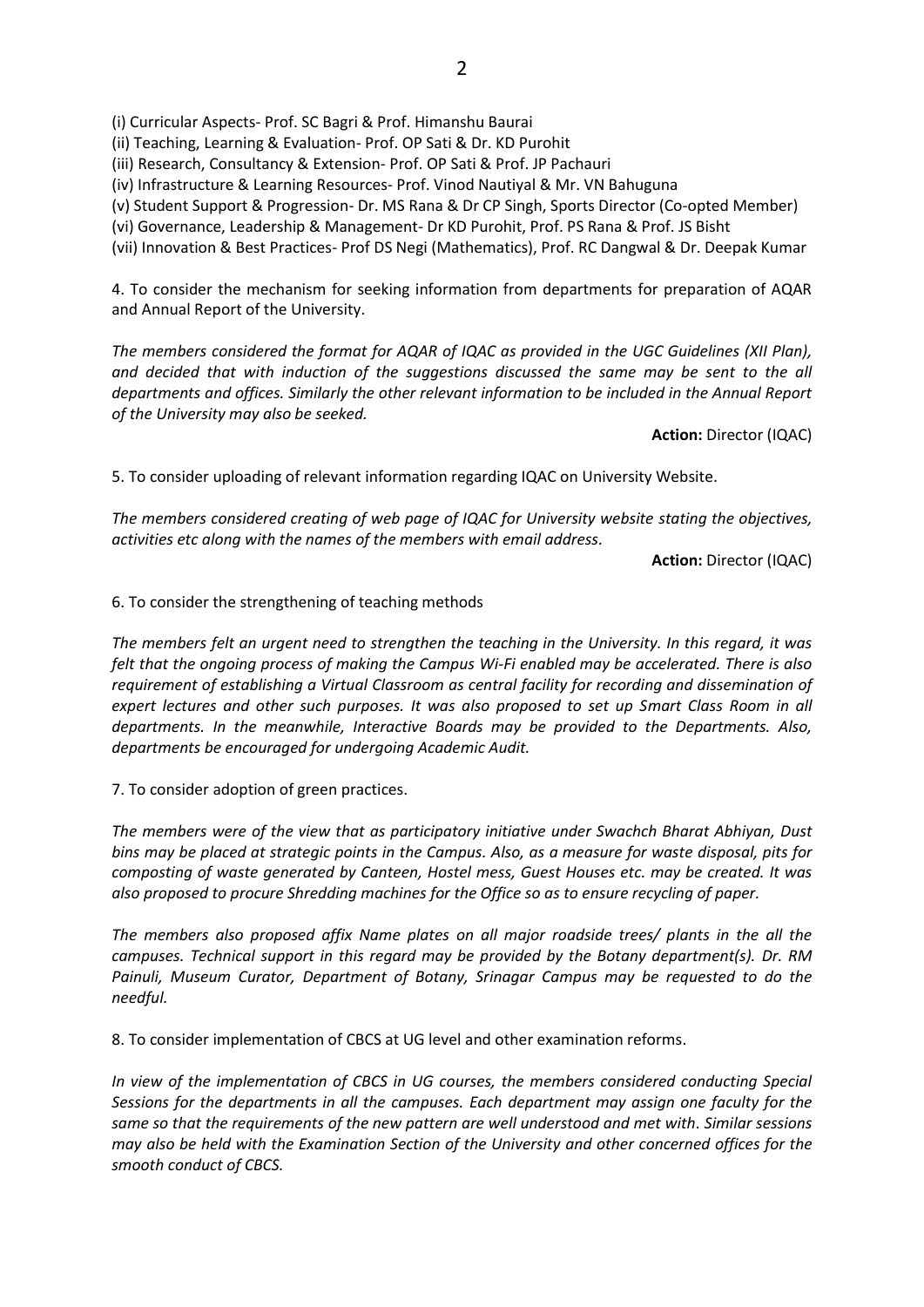(i) Curricular Aspects- Prof. SC Bagri & Prof. Himanshu Baurai
(ii) Teaching, Learning & Evaluation- Prof. OP Sati & Dr. KD Purohit
(iii) Research, Consultancy & Extension- Prof. OP Sati & Prof. JP Pachauri
(iv) Infrastructure & Learning Resources- Prof. Vinod Nautiyal & Mr. VN Bahuguna
(v) Student Support & Progression- Dr. MS Rana & Dr CP Singh, Sports Director (Co-opted Member)
(vi) Governance, Leadership & Management- Dr KD Purohit, Prof. PS Rana & Prof. JS Bisht
(vii) Innovation & Best Practices- Prof DS Negi (Mathematics), Prof. RC Dangwal & Dr. Deepak Kumar

4. To consider the mechanism for seeking information from departments for preparation of AQAR and Annual Report of the University.

*The members considered the format for AQAR of IQAC as provided in the UGC Guidelines (XII Plan), and decided that with induction of the suggestions discussed the same may be sent to the all departments and offices. Similarly the other relevant information to be included in the Annual Report of the University may also be seeked.*

**Action:** Director (IQAC)

5. To consider uploading of relevant information regarding IQAC on University Website.

*The members considered creating of web page of IQAC for University website stating the objectives, activities etc along with the names of the members with email address.*

**Action:** Director (IQAC)

6. To consider the strengthening of teaching methods

*The members felt an urgent need to strengthen the teaching in the University. In this regard, it was felt that the ongoing process of making the Campus Wi-Fi enabled may be accelerated. There is also requirement of establishing a Virtual Classroom as central facility for recording and dissemination of expert lectures and other such purposes. It was also proposed to set up Smart Class Room in all departments. In the meanwhile, Interactive Boards may be provided to the Departments. Also, departments be encouraged for undergoing Academic Audit.*

7. To consider adoption of green practices.

*The members were of the view that as participatory initiative under Swachch Bharat Abhiyan, Dust bins may be placed at strategic points in the Campus. Also, as a measure for waste disposal, pits for composting of waste generated by Canteen, Hostel mess, Guest Houses etc. may be created. It was also proposed to procure Shredding machines for the Office so as to ensure recycling of paper.*

*The members also proposed affix Name plates on all major roadside trees/ plants in the all the campuses. Technical support in this regard may be provided by the Botany department(s). Dr. RM Painuli, Museum Curator, Department of Botany, Srinagar Campus may be requested to do the needful.*

8. To consider implementation of CBCS at UG level and other examination reforms.

*In view of the implementation of CBCS in UG courses, the members considered conducting Special Sessions for the departments in all the campuses. Each department may assign one faculty for the same so that the requirements of the new pattern are well understood and met with. Similar sessions may also be held with the Examination Section of the University and other concerned offices for the smooth conduct of CBCS.*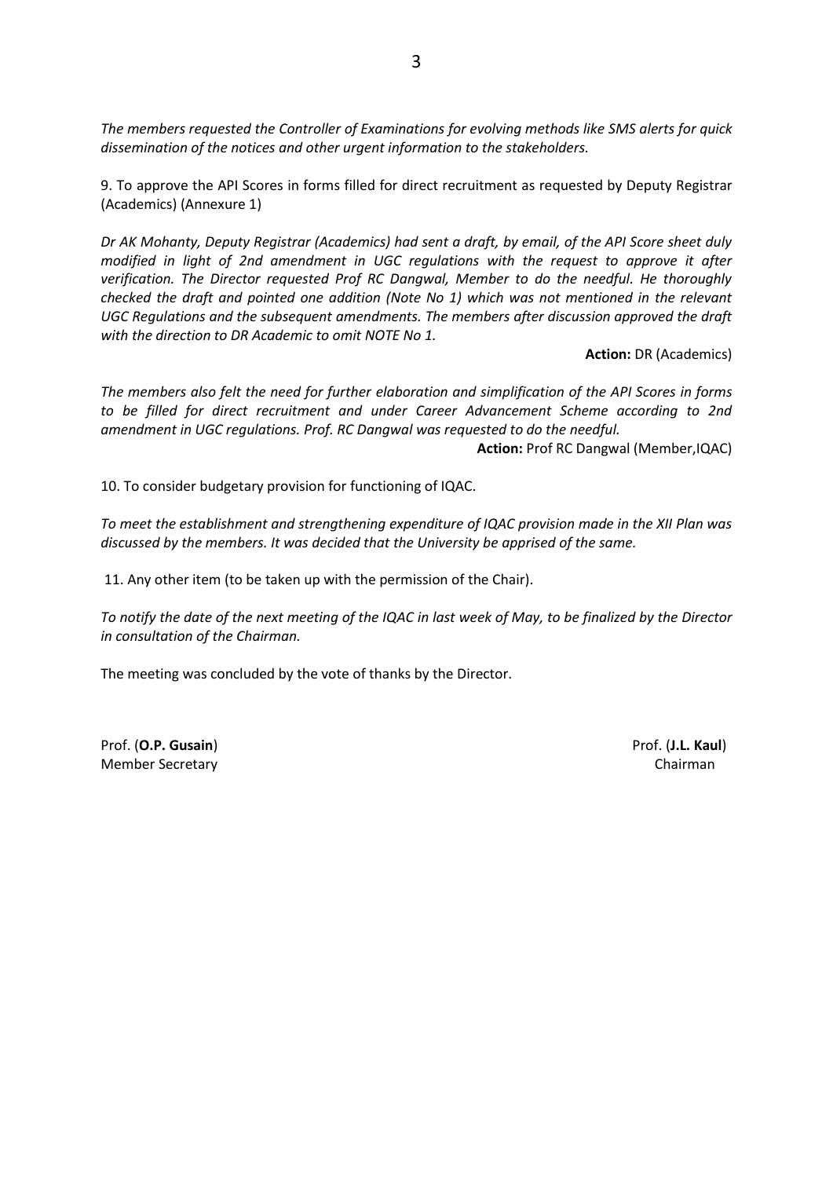*The members requested the Controller of Examinations for evolving methods like SMS alerts for quick dissemination of the notices and other urgent information to the stakeholders.*

9. To approve the API Scores in forms filled for direct recruitment as requested by Deputy Registrar (Academics) (Annexure 1)

*Dr AK Mohanty, Deputy Registrar (Academics) had sent a draft, by email, of the API Score sheet duly modified in light of 2nd amendment in UGC regulations with the request to approve it after verification. The Director requested Prof RC Dangwal, Member to do the needful. He thoroughly checked the draft and pointed one addition (Note No 1) which was not mentioned in the relevant UGC Regulations and the subsequent amendments. The members after discussion approved the draft with the direction to DR Academic to omit NOTE No 1.*

**Action:** DR (Academics)

*The members also felt the need for further elaboration and simplification of the API Scores in forms to be filled for direct recruitment and under Career Advancement Scheme according to 2nd amendment in UGC regulations. Prof. RC Dangwal was requested to do the needful.*

**Action:** Prof RC Dangwal (Member,IQAC)

10. To consider budgetary provision for functioning of IQAC.

*To meet the establishment and strengthening expenditure of IQAC provision made in the XII Plan was discussed by the members. It was decided that the University be apprised of the same.*

11. Any other item (to be taken up with the permission of the Chair).

*To notify the date of the next meeting of the IQAC in last week of May, to be finalized by the Director in consultation of the Chairman.*

The meeting was concluded by the vote of thanks by the Director.

Prof. (**O.P. Gusain**)
Member Secretary

Prof. (**J.L. Kaul**)
Chairman